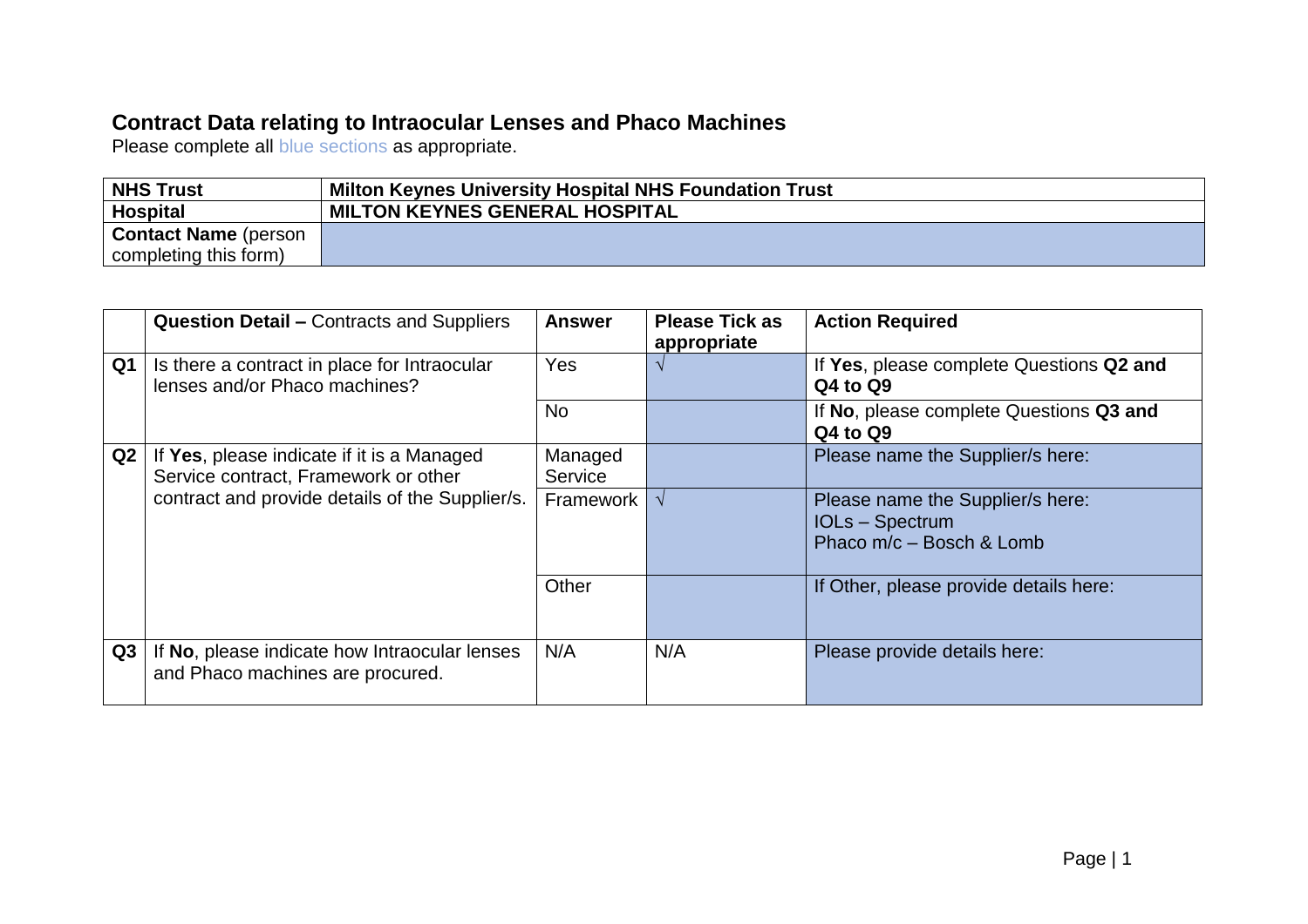## Contract Data relating to Intraocular Lenses and Phaco Machines

Please complete all blue sections as appropriate.

| **NHS Trust** | **Milton Keynes University Hospital NHS Foundation Trust** |
|---|---|
| **Hospital** | **MILTON KEYNES GENERAL HOSPITAL** |
| **Contact Name** (person completing this form) | |

| | **Question Detail –** Contracts and Suppliers | **Answer** | **Please Tick as appropriate** | **Action Required** |
|---|---|---|---|---|
| **Q1** | Is there a contract in place for Intraocular lenses and/or Phaco machines? | Yes | √ | If **Yes**, please complete Questions **Q2 and Q4 to Q9** |
| | | No | | If **No**, please complete Questions **Q3 and Q4 to Q9** |
| **Q2** | If **Yes**, please indicate if it is a Managed Service contract, Framework or other contract and provide details of the Supplier/s. | Managed Service | | Please name the Supplier/s here: |
| | | Framework | √ | Please name the Supplier/s here:<br>IOLs – Spectrum<br>Phaco m/c – Bosch & Lomb |
| | | Other | | If Other, please provide details here: |
| **Q3** | If **No**, please indicate how Intraocular lenses and Phaco machines are procured. | N/A | N/A | Please provide details here: |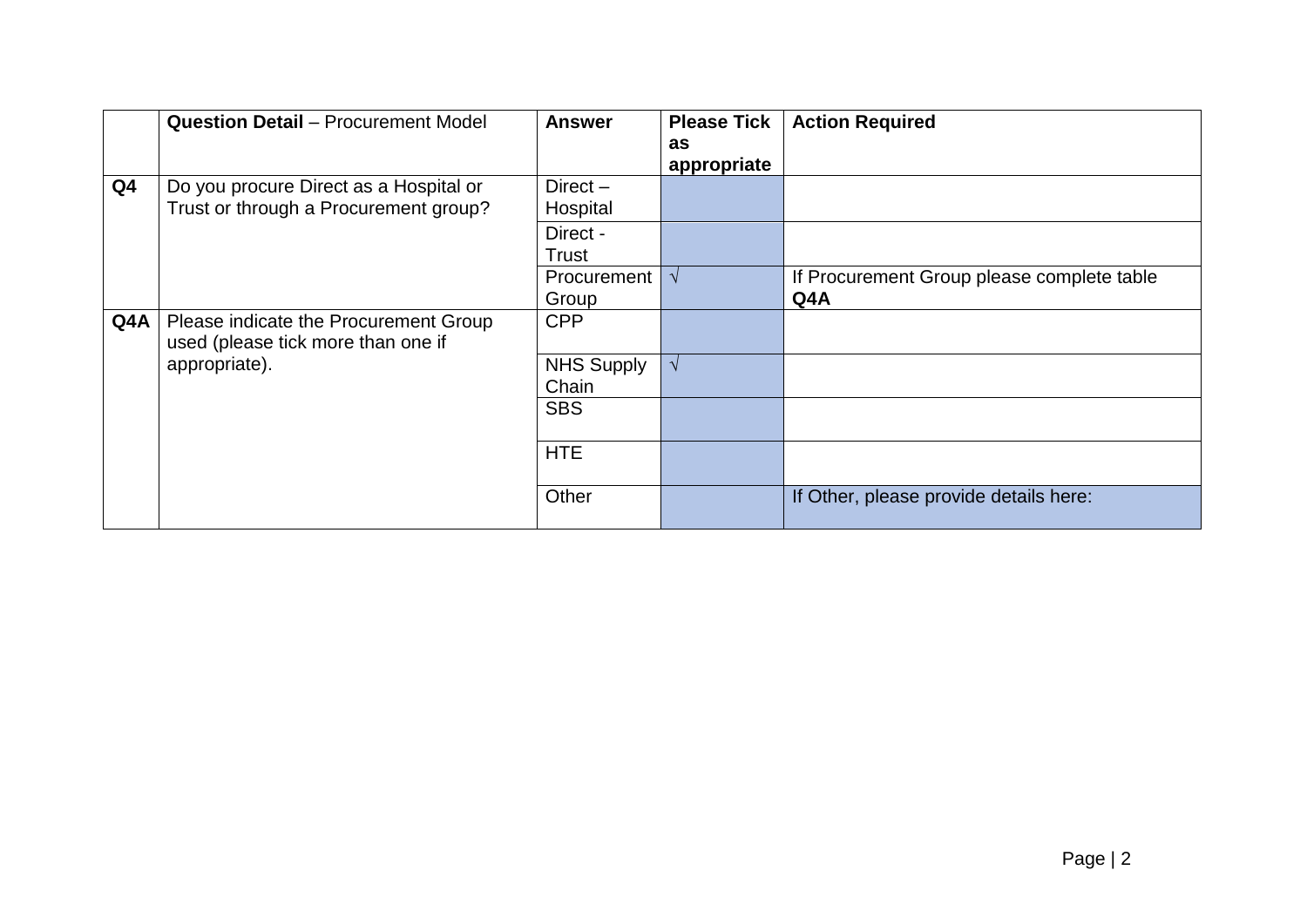| | **Question Detail** – Procurement Model | **Answer** | **Please Tick as appropriate** | **Action Required** |
|---|---|---|---|---|
| **Q4** | Do you procure Direct as a Hospital or Trust or through a Procurement group? | Direct – Hospital | | |
| | | Direct - Trust | | |
| | | Procurement Group | √ | If Procurement Group please complete table **Q4A** |
| **Q4A** | Please indicate the Procurement Group used (please tick more than one if appropriate). | CPP | | |
| | | NHS Supply Chain | √ | |
| | | SBS | | |
| | | HTE | | |
| | | Other | | If Other, please provide details here: |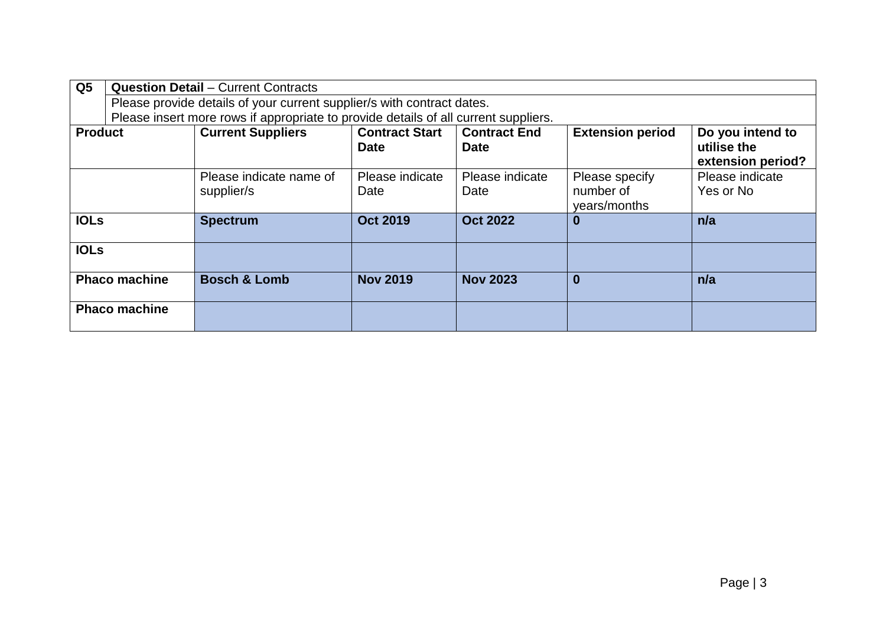| Q5 | **Question Detail** – Current Contracts<br>Please provide details of your current supplier/s with contract dates.<br>Please insert more rows if appropriate to provide details of all current suppliers. | | | | |
|---|---|---|---|---|---|
| **Product** | **Current Suppliers** | **Contract Start Date** | **Contract End Date** | **Extension period** | **Do you intend to utilise the extension period?** |
| | Please indicate name of supplier/s | Please indicate Date | Please indicate Date | Please specify number of years/months | Please indicate Yes or No |
| **IOLs** | **Spectrum** | **Oct 2019** | **Oct 2022** | **0** | **n/a** |
| **IOLs** | | | | | |
| **Phaco machine** | **Bosch & Lomb** | **Nov 2019** | **Nov 2023** | **0** | **n/a** |
| **Phaco machine** | | | | | |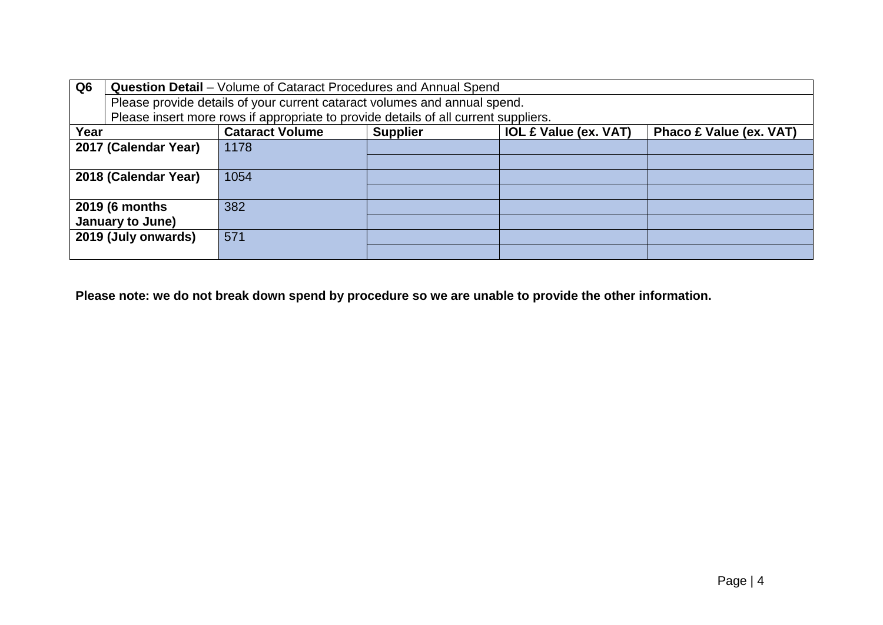| Q6 | **Question Detail** – Volume of Cataract Procedures and Annual Spend<br>Please provide details of your current cataract volumes and annual spend.<br>Please insert more rows if appropriate to provide details of all current suppliers. | | | |
|---|---|---|---|---|
| **Year** | **Cataract Volume** | **Supplier** | **IOL £ Value (ex. VAT)** | **Phaco £ Value (ex. VAT)** |
| **2017 (Calendar Year)** | 1178 | | | |
| | | | | |
| **2018 (Calendar Year)** | 1054 | | | |
| | | | | |
| **2019 (6 months January to June)** | 382 | | | |
| | | | | |
| **2019 (July onwards)** | 571 | | | |
| | | | | |

**Please note: we do not break down spend by procedure so we are unable to provide the other information.**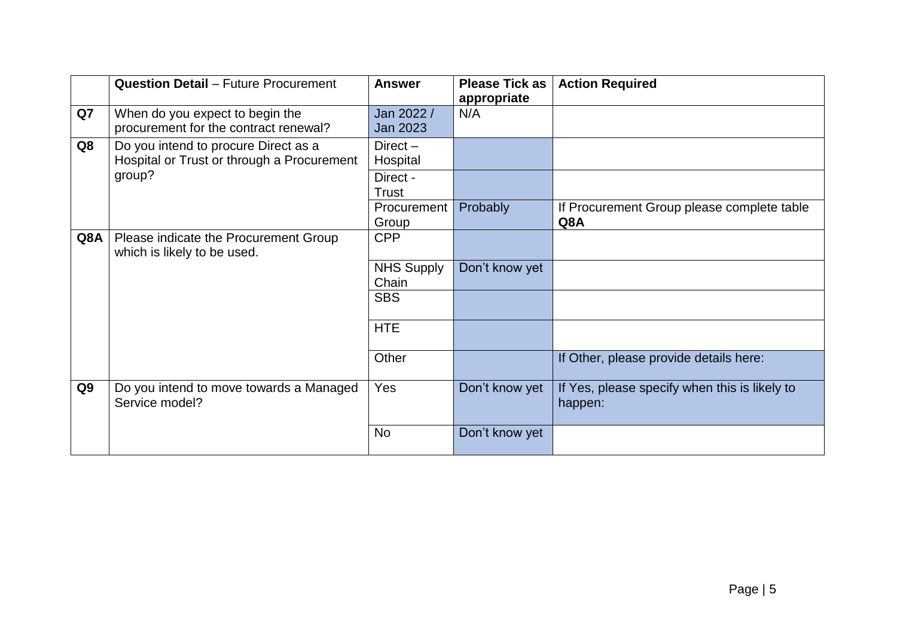| | Question Detail – Future Procurement | Answer | Please Tick as appropriate | Action Required |
|---|---|---|---|---|
| **Q7** | When do you expect to begin the procurement for the contract renewal? | Jan 2022 / Jan 2023 | N/A | |
| **Q8** | Do you intend to procure Direct as a Hospital or Trust or through a Procurement group? | Direct – Hospital | | |
| | | Direct - Trust | | |
| | | Procurement Group | Probably | If Procurement Group please complete table **Q8A** |
| **Q8A** | Please indicate the Procurement Group which is likely to be used. | CPP | | |
| | | NHS Supply Chain | Don't know yet | |
| | | SBS | | |
| | | HTE | | |
| | | Other | | If Other, please provide details here: |
| **Q9** | Do you intend to move towards a Managed Service model? | Yes | Don't know yet | If Yes, please specify when this is likely to happen: |
| | | No | Don't know yet | |